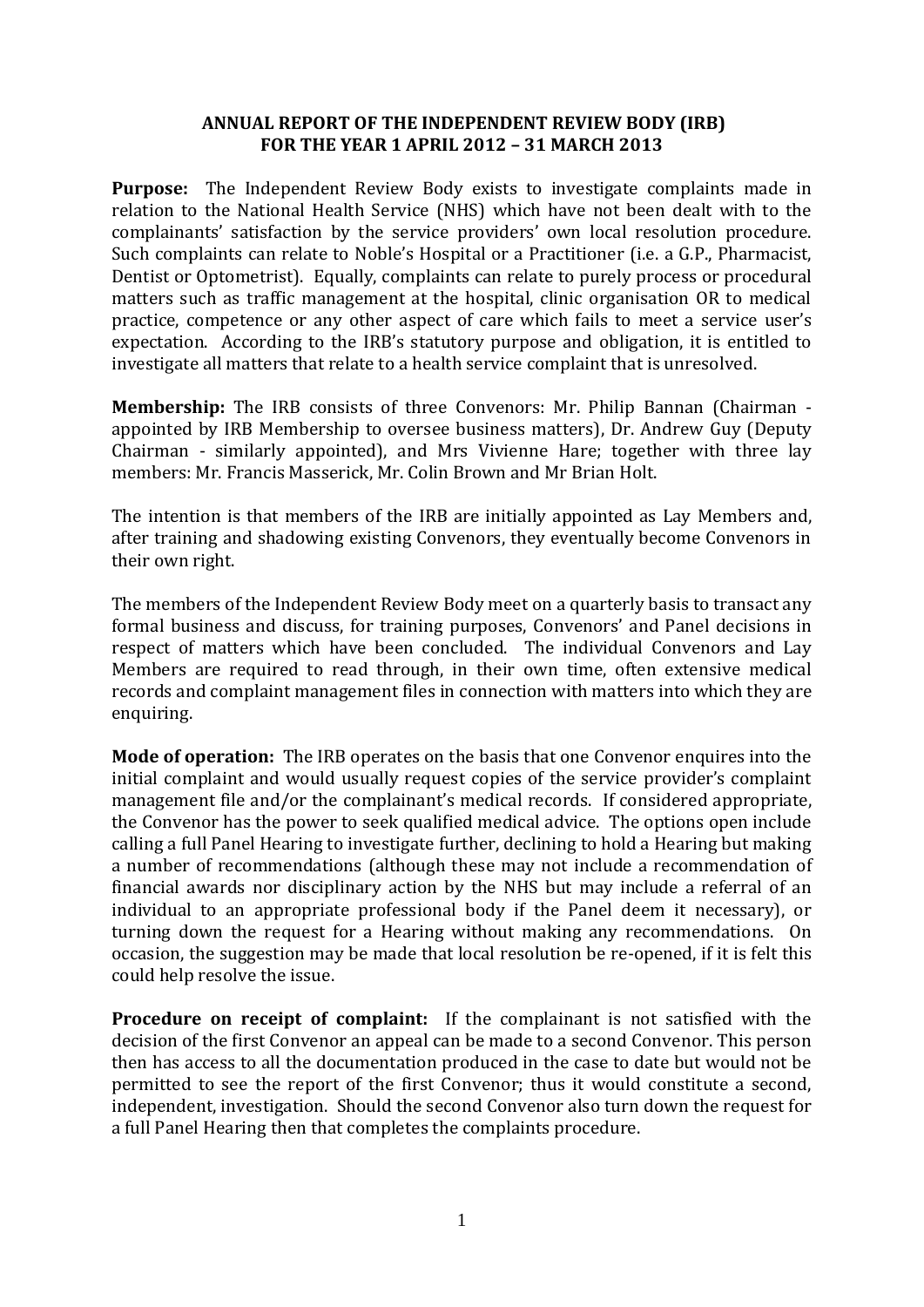# ANNUAL REPORT OF THE INDEPENDENT REVIEW BODY (IRB) FOR THE YEAR 1 APRIL 2012 – 31 MARCH 2013

**Purpose:** The Independent Review Body exists to investigate complaints made in relation to the National Health Service (NHS) which have not been dealt with to the complainants' satisfaction by the service providers' own local resolution procedure. Such complaints can relate to Noble's Hospital or a Practitioner (i.e. a G.P., Pharmacist, Dentist or Optometrist). Equally, complaints can relate to purely process or procedural matters such as traffic management at the hospital, clinic organisation OR to medical practice, competence or any other aspect of care which fails to meet a service user's expectation. According to the IRB's statutory purpose and obligation, it is entitled to investigate all matters that relate to a health service complaint that is unresolved.

**Membership:** The IRB consists of three Convenors: Mr. Philip Bannan (Chairman - appointed by IRB Membership to oversee business matters), Dr. Andrew Guy (Deputy Chairman - similarly appointed), and Mrs Vivienne Hare; together with three lay members: Mr. Francis Masserick, Mr. Colin Brown and Mr Brian Holt.

The intention is that members of the IRB are initially appointed as Lay Members and, after training and shadowing existing Convenors, they eventually become Convenors in their own right.

The members of the Independent Review Body meet on a quarterly basis to transact any formal business and discuss, for training purposes, Convenors' and Panel decisions in respect of matters which have been concluded. The individual Convenors and Lay Members are required to read through, in their own time, often extensive medical records and complaint management files in connection with matters into which they are enquiring.

**Mode of operation:** The IRB operates on the basis that one Convenor enquires into the initial complaint and would usually request copies of the service provider's complaint management file and/or the complainant's medical records. If considered appropriate, the Convenor has the power to seek qualified medical advice. The options open include calling a full Panel Hearing to investigate further, declining to hold a Hearing but making a number of recommendations (although these may not include a recommendation of financial awards nor disciplinary action by the NHS but may include a referral of an individual to an appropriate professional body if the Panel deem it necessary), or turning down the request for a Hearing without making any recommendations. On occasion, the suggestion may be made that local resolution be re-opened, if it is felt this could help resolve the issue.

**Procedure on receipt of complaint:** If the complainant is not satisfied with the decision of the first Convenor an appeal can be made to a second Convenor. This person then has access to all the documentation produced in the case to date but would not be permitted to see the report of the first Convenor; thus it would constitute a second, independent, investigation. Should the second Convenor also turn down the request for a full Panel Hearing then that completes the complaints procedure.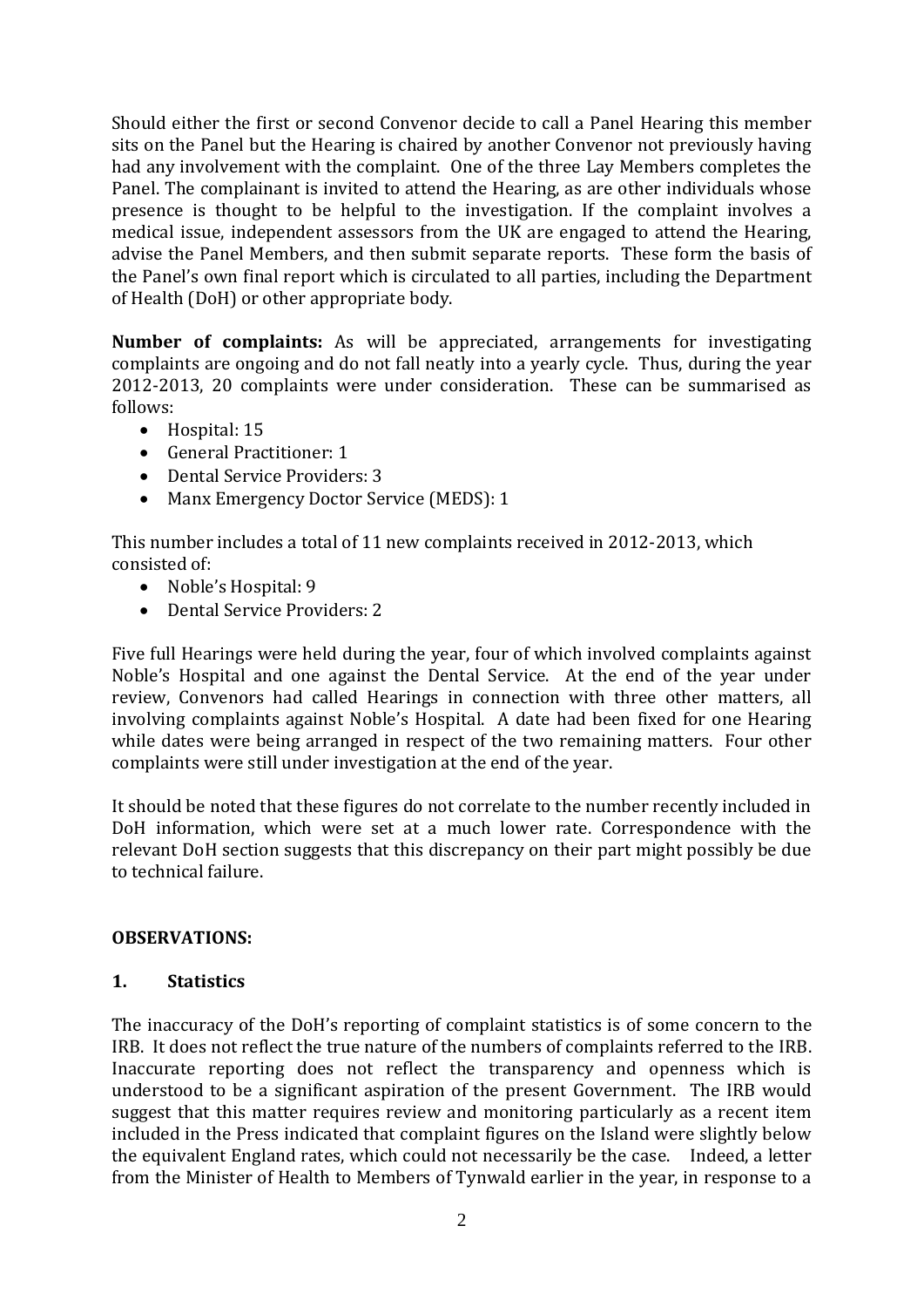Should either the first or second Convenor decide to call a Panel Hearing this member sits on the Panel but the Hearing is chaired by another Convenor not previously having had any involvement with the complaint. One of the three Lay Members completes the Panel. The complainant is invited to attend the Hearing, as are other individuals whose presence is thought to be helpful to the investigation. If the complaint involves a medical issue, independent assessors from the UK are engaged to attend the Hearing, advise the Panel Members, and then submit separate reports. These form the basis of the Panel's own final report which is circulated to all parties, including the Department of Health (DoH) or other appropriate body.

**Number of complaints:** As will be appreciated, arrangements for investigating complaints are ongoing and do not fall neatly into a yearly cycle. Thus, during the year 2012-2013, 20 complaints were under consideration. These can be summarised as follows:

- Hospital: 15
- General Practitioner: 1
- Dental Service Providers: 3
- Manx Emergency Doctor Service (MEDS): 1

This number includes a total of 11 new complaints received in 2012-2013, which consisted of:

- Noble's Hospital: 9
- Dental Service Providers: 2

Five full Hearings were held during the year, four of which involved complaints against Noble's Hospital and one against the Dental Service. At the end of the year under review, Convenors had called Hearings in connection with three other matters, all involving complaints against Noble's Hospital. A date had been fixed for one Hearing while dates were being arranged in respect of the two remaining matters. Four other complaints were still under investigation at the end of the year.

It should be noted that these figures do not correlate to the number recently included in DoH information, which were set at a much lower rate. Correspondence with the relevant DoH section suggests that this discrepancy on their part might possibly be due to technical failure.

**OBSERVATIONS:**

**1. Statistics**

The inaccuracy of the DoH's reporting of complaint statistics is of some concern to the IRB. It does not reflect the true nature of the numbers of complaints referred to the IRB. Inaccurate reporting does not reflect the transparency and openness which is understood to be a significant aspiration of the present Government. The IRB would suggest that this matter requires review and monitoring particularly as a recent item included in the Press indicated that complaint figures on the Island were slightly below the equivalent England rates, which could not necessarily be the case. Indeed, a letter from the Minister of Health to Members of Tynwald earlier in the year, in response to a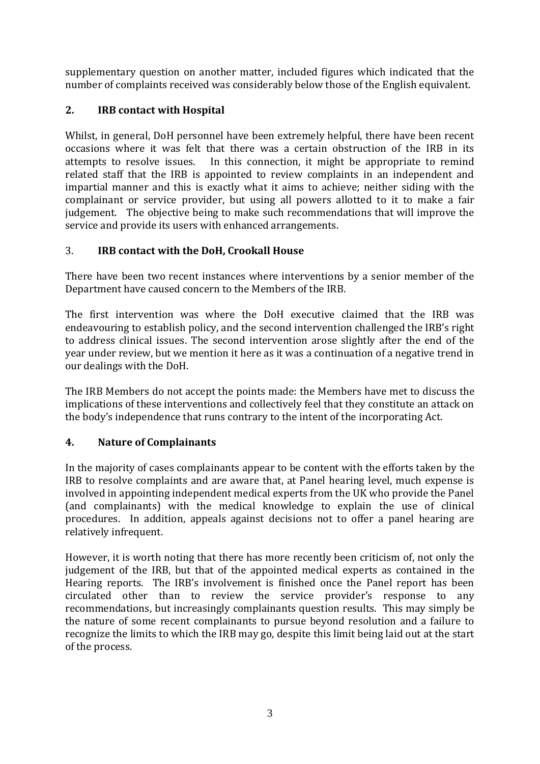supplementary question on another matter, included figures which indicated that the number of complaints received was considerably below those of the English equivalent.

## 2. IRB contact with Hospital

Whilst, in general, DoH personnel have been extremely helpful, there have been recent occasions where it was felt that there was a certain obstruction of the IRB in its attempts to resolve issues. In this connection, it might be appropriate to remind related staff that the IRB is appointed to review complaints in an independent and impartial manner and this is exactly what it aims to achieve; neither siding with the complainant or service provider, but using all powers allotted to it to make a fair judgement. The objective being to make such recommendations that will improve the service and provide its users with enhanced arrangements.

## 3. IRB contact with the DoH, Crookall House

There have been two recent instances where interventions by a senior member of the Department have caused concern to the Members of the IRB.

The first intervention was where the DoH executive claimed that the IRB was endeavouring to establish policy, and the second intervention challenged the IRB's right to address clinical issues. The second intervention arose slightly after the end of the year under review, but we mention it here as it was a continuation of a negative trend in our dealings with the DoH.

The IRB Members do not accept the points made: the Members have met to discuss the implications of these interventions and collectively feel that they constitute an attack on the body's independence that runs contrary to the intent of the incorporating Act.

## 4. Nature of Complainants

In the majority of cases complainants appear to be content with the efforts taken by the IRB to resolve complaints and are aware that, at Panel hearing level, much expense is involved in appointing independent medical experts from the UK who provide the Panel (and complainants) with the medical knowledge to explain the use of clinical procedures. In addition, appeals against decisions not to offer a panel hearing are relatively infrequent.

However, it is worth noting that there has more recently been criticism of, not only the judgement of the IRB, but that of the appointed medical experts as contained in the Hearing reports. The IRB's involvement is finished once the Panel report has been circulated other than to review the service provider's response to any recommendations, but increasingly complainants question results. This may simply be the nature of some recent complainants to pursue beyond resolution and a failure to recognize the limits to which the IRB may go, despite this limit being laid out at the start of the process.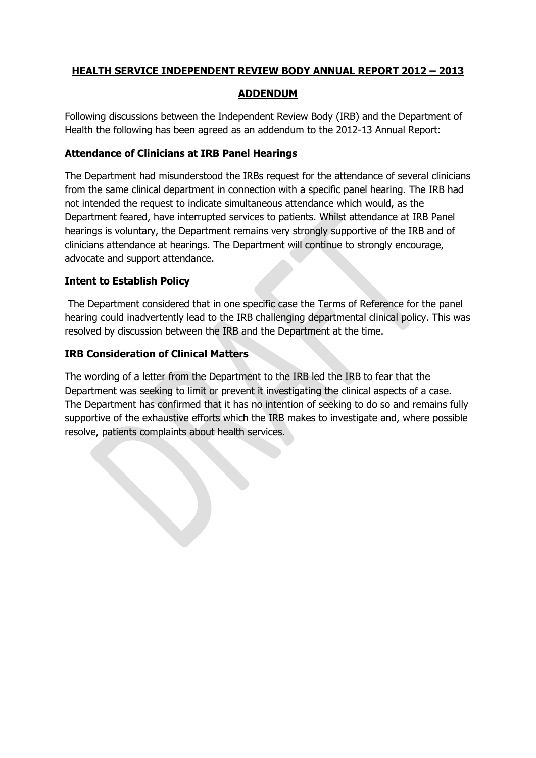**HEALTH SERVICE INDEPENDENT REVIEW BODY ANNUAL REPORT 2012 – 2013**

**ADDENDUM**

Following discussions between the Independent Review Body (IRB) and the Department of Health the following has been agreed as an addendum to the 2012-13 Annual Report:

### Attendance of Clinicians at IRB Panel Hearings

The Department had misunderstood the IRBs request for the attendance of several clinicians from the same clinical department in connection with a specific panel hearing. The IRB had not intended the request to indicate simultaneous attendance which would, as the Department feared, have interrupted services to patients. Whilst attendance at IRB Panel hearings is voluntary, the Department remains very strongly supportive of the IRB and of clinicians attendance at hearings. The Department will continue to strongly encourage, advocate and support attendance.

### Intent to Establish Policy

The Department considered that in one specific case the Terms of Reference for the panel hearing could inadvertently lead to the IRB challenging departmental clinical policy. This was resolved by discussion between the IRB and the Department at the time.

### IRB Consideration of Clinical Matters

The wording of a letter from the Department to the IRB led the IRB to fear that the Department was seeking to limit or prevent it investigating the clinical aspects of a case. The Department has confirmed that it has no intention of seeking to do so and remains fully supportive of the exhaustive efforts which the IRB makes to investigate and, where possible resolve, patients complaints about health services.